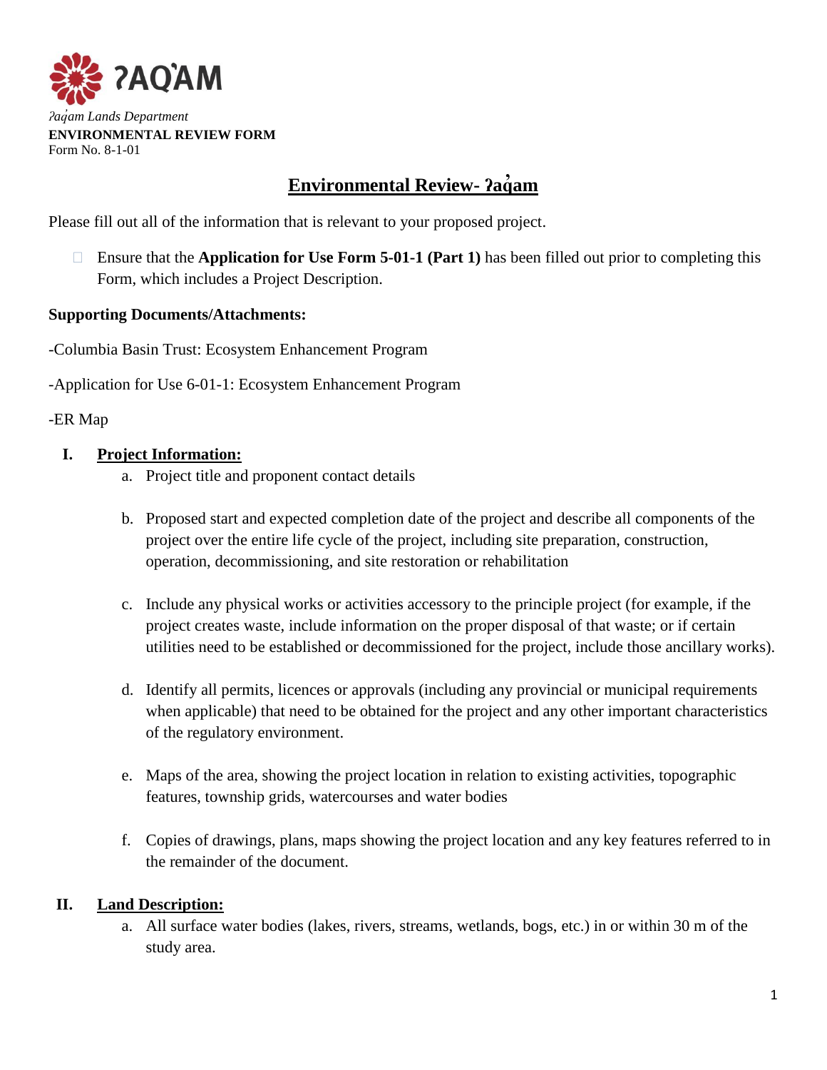**ʔAQ̓AM**

*ʔaq̓am Lands Department*
**ENVIRONMENTAL REVIEW FORM**
Form No. 8-1-01

# Environmental Review- ʔaq̓am

Please fill out all of the information that is relevant to your proposed project.

- ☐ Ensure that the **Application for Use Form 5-01-1 (Part 1)** has been filled out prior to completing this Form, which includes a Project Description.

**Supporting Documents/Attachments:**

-Columbia Basin Trust: Ecosystem Enhancement Program

-Application for Use 6-01-1: Ecosystem Enhancement Program

-ER Map

## I. Project Information:

a. Project title and proponent contact details

b. Proposed start and expected completion date of the project and describe all components of the project over the entire life cycle of the project, including site preparation, construction, operation, decommissioning, and site restoration or rehabilitation

c. Include any physical works or activities accessory to the principle project (for example, if the project creates waste, include information on the proper disposal of that waste; or if certain utilities need to be established or decommissioned for the project, include those ancillary works).

d. Identify all permits, licences or approvals (including any provincial or municipal requirements when applicable) that need to be obtained for the project and any other important characteristics of the regulatory environment.

e. Maps of the area, showing the project location in relation to existing activities, topographic features, township grids, watercourses and water bodies

f. Copies of drawings, plans, maps showing the project location and any key features referred to in the remainder of the document.

## II. Land Description:

a. All surface water bodies (lakes, rivers, streams, wetlands, bogs, etc.) in or within 30 m of the study area.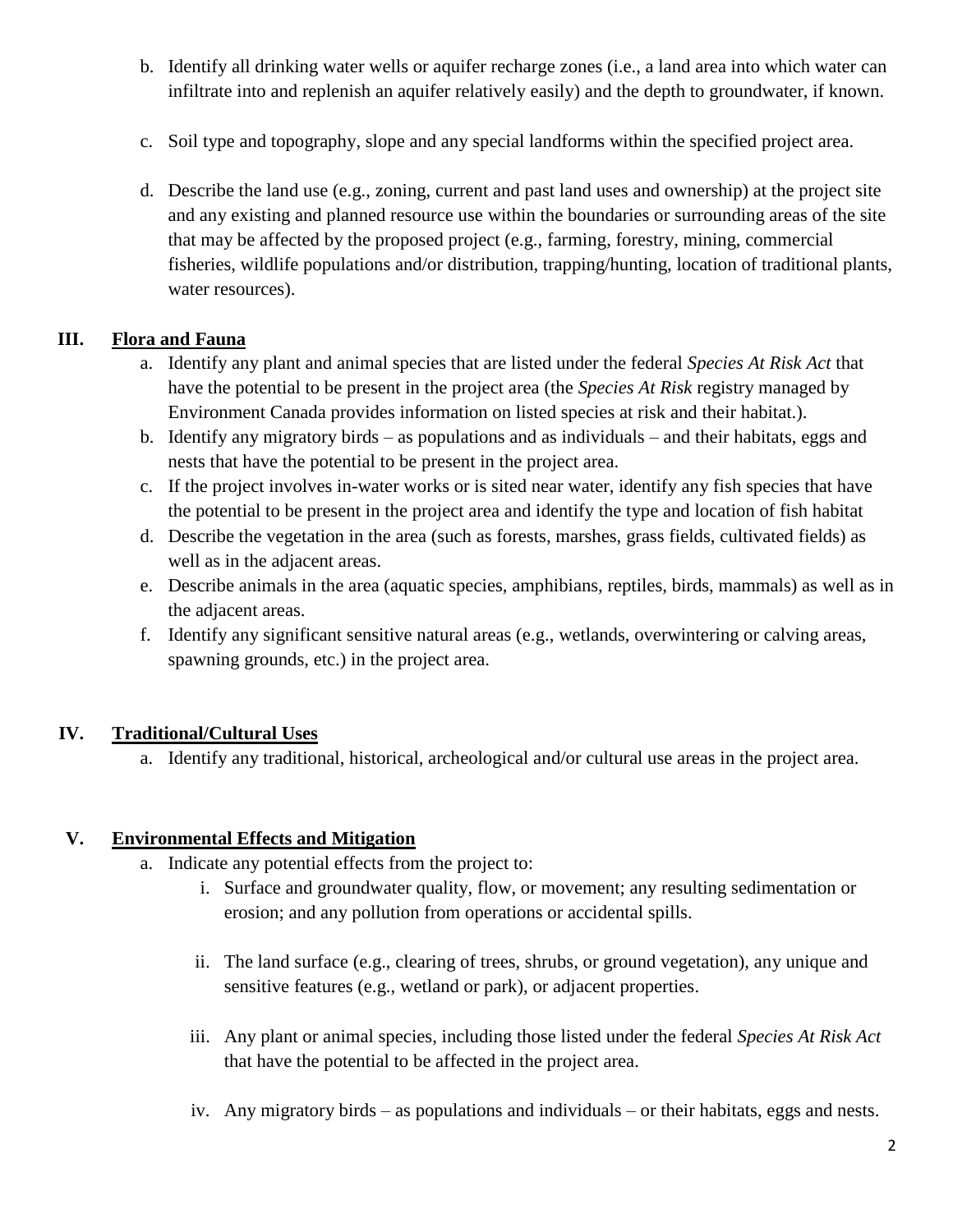b. Identify all drinking water wells or aquifer recharge zones (i.e., a land area into which water can infiltrate into and replenish an aquifer relatively easily) and the depth to groundwater, if known.

c. Soil type and topography, slope and any special landforms within the specified project area.

d. Describe the land use (e.g., zoning, current and past land uses and ownership) at the project site and any existing and planned resource use within the boundaries or surrounding areas of the site that may be affected by the proposed project (e.g., farming, forestry, mining, commercial fisheries, wildlife populations and/or distribution, trapping/hunting, location of traditional plants, water resources).

## III. Flora and Fauna

a. Identify any plant and animal species that are listed under the federal *Species At Risk Act* that have the potential to be present in the project area (the *Species At Risk* registry managed by Environment Canada provides information on listed species at risk and their habitat.).
b. Identify any migratory birds – as populations and as individuals – and their habitats, eggs and nests that have the potential to be present in the project area.
c. If the project involves in-water works or is sited near water, identify any fish species that have the potential to be present in the project area and identify the type and location of fish habitat
d. Describe the vegetation in the area (such as forests, marshes, grass fields, cultivated fields) as well as in the adjacent areas.
e. Describe animals in the area (aquatic species, amphibians, reptiles, birds, mammals) as well as in the adjacent areas.
f. Identify any significant sensitive natural areas (e.g., wetlands, overwintering or calving areas, spawning grounds, etc.) in the project area.

## IV. Traditional/Cultural Uses

a. Identify any traditional, historical, archeological and/or cultural use areas in the project area.

## V. Environmental Effects and Mitigation

a. Indicate any potential effects from the project to:
   i. Surface and groundwater quality, flow, or movement; any resulting sedimentation or erosion; and any pollution from operations or accidental spills.

   ii. The land surface (e.g., clearing of trees, shrubs, or ground vegetation), any unique and sensitive features (e.g., wetland or park), or adjacent properties.

   iii. Any plant or animal species, including those listed under the federal *Species At Risk Act* that have the potential to be affected in the project area.

   iv. Any migratory birds – as populations and individuals – or their habitats, eggs and nests.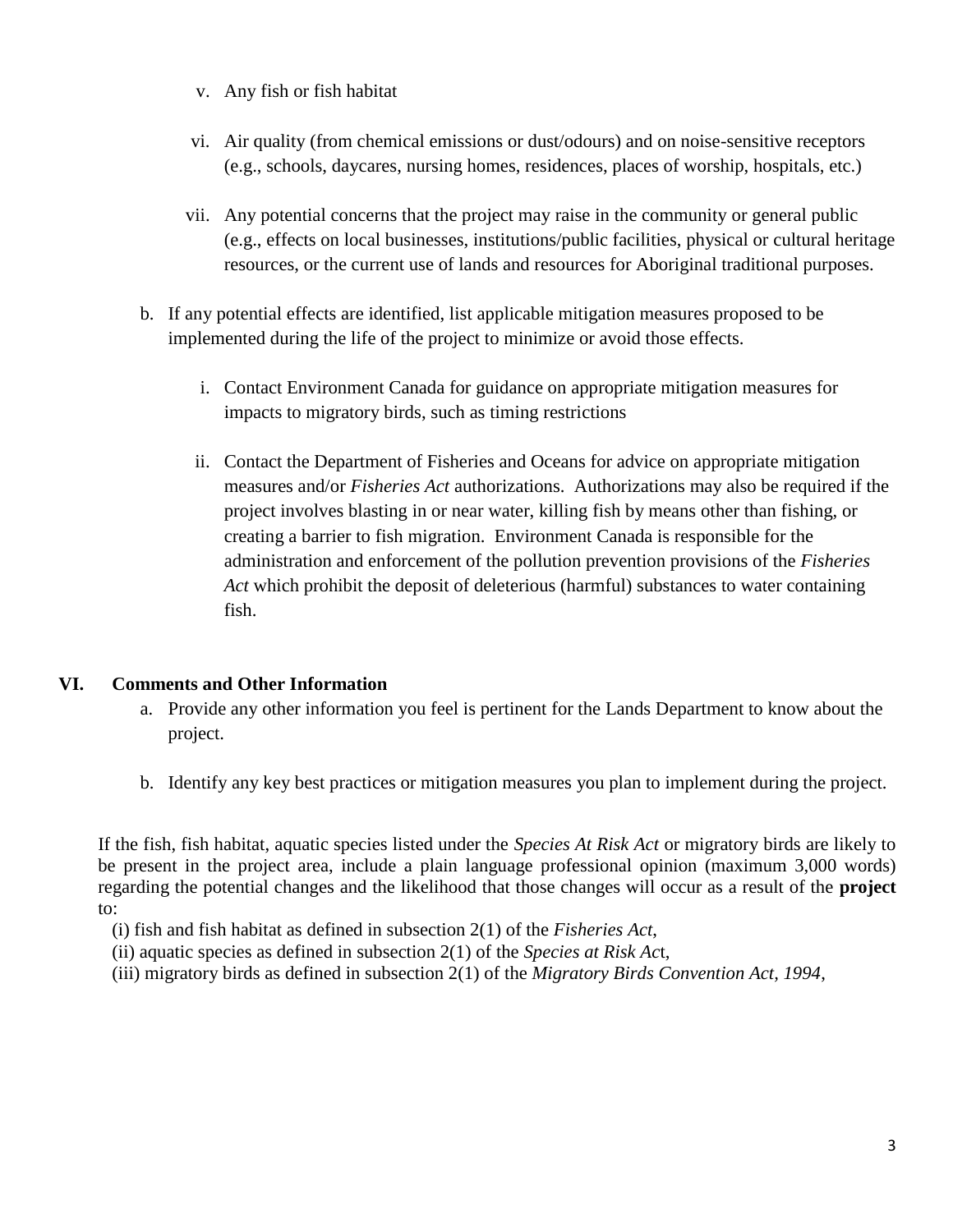v. Any fish or fish habitat

vi. Air quality (from chemical emissions or dust/odours) and on noise-sensitive receptors (e.g., schools, daycares, nursing homes, residences, places of worship, hospitals, etc.)

vii. Any potential concerns that the project may raise in the community or general public (e.g., effects on local businesses, institutions/public facilities, physical or cultural heritage resources, or the current use of lands and resources for Aboriginal traditional purposes.

b. If any potential effects are identified, list applicable mitigation measures proposed to be implemented during the life of the project to minimize or avoid those effects.

   i. Contact Environment Canada for guidance on appropriate mitigation measures for impacts to migratory birds, such as timing restrictions

   ii. Contact the Department of Fisheries and Oceans for advice on appropriate mitigation measures and/or *Fisheries Act* authorizations. Authorizations may also be required if the project involves blasting in or near water, killing fish by means other than fishing, or creating a barrier to fish migration. Environment Canada is responsible for the administration and enforcement of the pollution prevention provisions of the *Fisheries Act* which prohibit the deposit of deleterious (harmful) substances to water containing fish.

## VI. Comments and Other Information

a. Provide any other information you feel is pertinent for the Lands Department to know about the project.

b. Identify any key best practices or mitigation measures you plan to implement during the project.

If the fish, fish habitat, aquatic species listed under the *Species At Risk Act* or migratory birds are likely to be present in the project area, include a plain language professional opinion (maximum 3,000 words) regarding the potential changes and the likelihood that those changes will occur as a result of the **project** to:

(i) fish and fish habitat as defined in subsection 2(1) of the *Fisheries Act*,
(ii) aquatic species as defined in subsection 2(1) of the *Species at Risk Ac*t,
(iii) migratory birds as defined in subsection 2(1) of the *Migratory Birds Convention Act, 1994*,